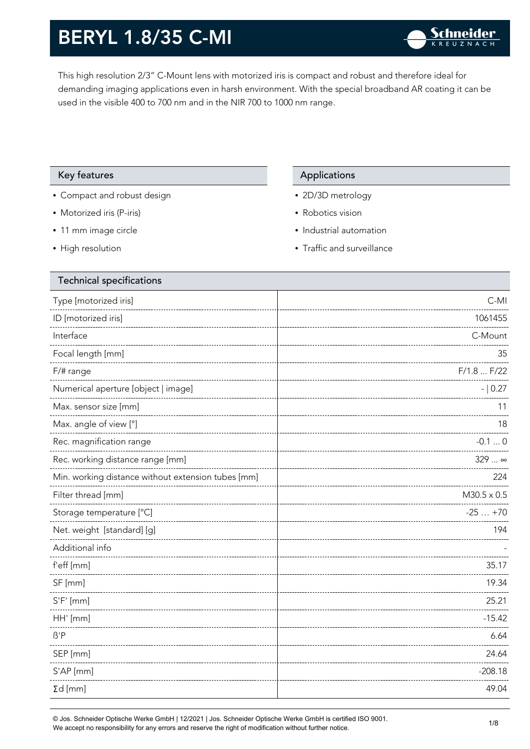# BERYL 1.8/35 C-MI

This high resolution 2/3" C-Mount lens with motorized iris is compact and robust and therefore ideal for demanding imaging applications even in harsh environment. With the special broadband AR coating it can be used in the visible 400 to 700 nm and in the NIR 700 to 1000 nm range.

## Key features

- Compact and robust design
- Motorized iris (P-iris)
- 11 mm image circle
- High resolution

## Applications

- 2D/3D metrology
- Robotics vision
- Industrial automation
- Traffic and surveillance

## Technical specifications

| Parameter | Value |
|---|---|
| Type [motorized iris] | C-MI |
| ID [motorized iris] | 1061455 |
| Interface | C-Mount |
| Focal length [mm] | 35 |
| F/# range | F/1.8 ... F/22 |
| Numerical aperture [object \| image] | - \| 0.27 |
| Max. sensor size [mm] | 11 |
| Max. angle of view [°] | 18 |
| Rec. magnification range | -0.1 ... 0 |
| Rec. working distance range [mm] | 329 ... ∞ |
| Min. working distance without extension tubes [mm] | 224 |
| Filter thread [mm] | M30.5 x 0.5 |
| Storage temperature [°C] | -25 … +70 |
| Net. weight [standard] [g] | 194 |
| Additional info | - |
| f'eff [mm] | 35.17 |
| SF [mm] | 19.34 |
| S'F' [mm] | 25.21 |
| HH' [mm] | -15.42 |
| ß'P | 6.64 |
| SEP [mm] | 24.64 |
| S'AP [mm] | -208.18 |
| Σd [mm] | 49.04 |

© Jos. Schneider Optische Werke GmbH | 12/2021 | Jos. Schneider Optische Werke GmbH is certified ISO 9001.
We accept no responsibility for any errors and reserve the right of modification without further notice.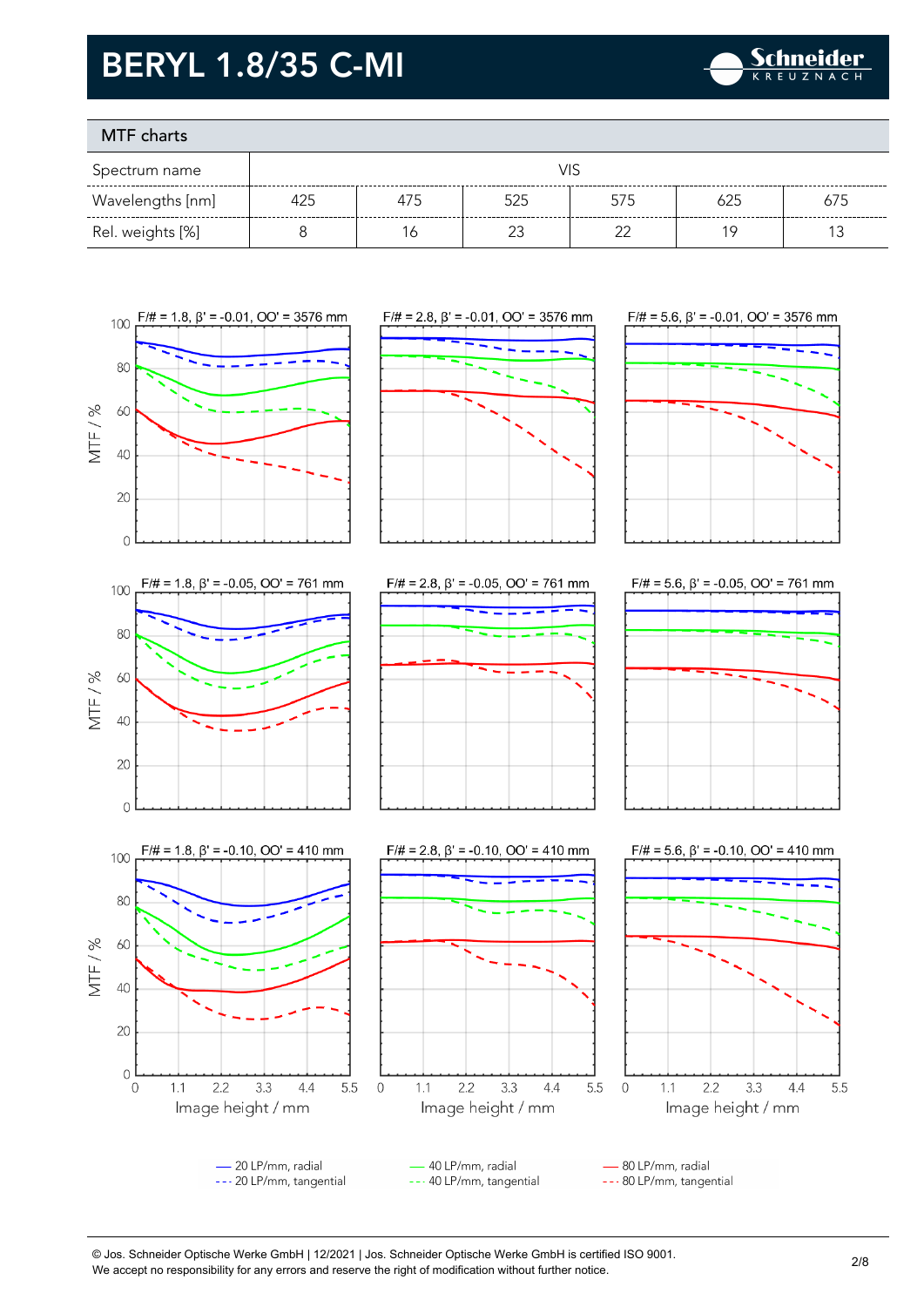# BERYL 1.8/35 C-MI

## MTF charts

| Spectrum name | VIS | | | | | |
|---|---|---|---|---|---|---|
| Wavelengths [nm] | 425 | 475 | 525 | 575 | 625 | 675 |
| Rel. weights [%] | 8 | 16 | 23 | 22 | 19 | 13 |

F/# = 1.8, β' = -0.01, OO' = 3576 mm

F/# = 2.8, β' = -0.01, OO' = 3576 mm

F/# = 5.6, β' = -0.01, OO' = 3576 mm

F/# = 1.8, β' = -0.05, OO' = 761 mm

F/# = 2.8, β' = -0.05, OO' = 761 mm

F/# = 5.6, β' = -0.05, OO' = 761 mm

F/# = 1.8, β' = -0.10, OO' = 410 mm

F/# = 2.8, β' = -0.10, OO' = 410 mm

F/# = 5.6, β' = -0.10, OO' = 410 mm

MTF / %

Image height / mm

— 20 LP/mm, radial
--- 20 LP/mm, tangential
— 40 LP/mm, radial
--- 40 LP/mm, tangential
— 80 LP/mm, radial
--- 80 LP/mm, tangential

© Jos. Schneider Optische Werke GmbH | 12/2021 | Jos. Schneider Optische Werke GmbH is certified ISO 9001.
We accept no responsibility for any errors and reserve the right of modification without further notice.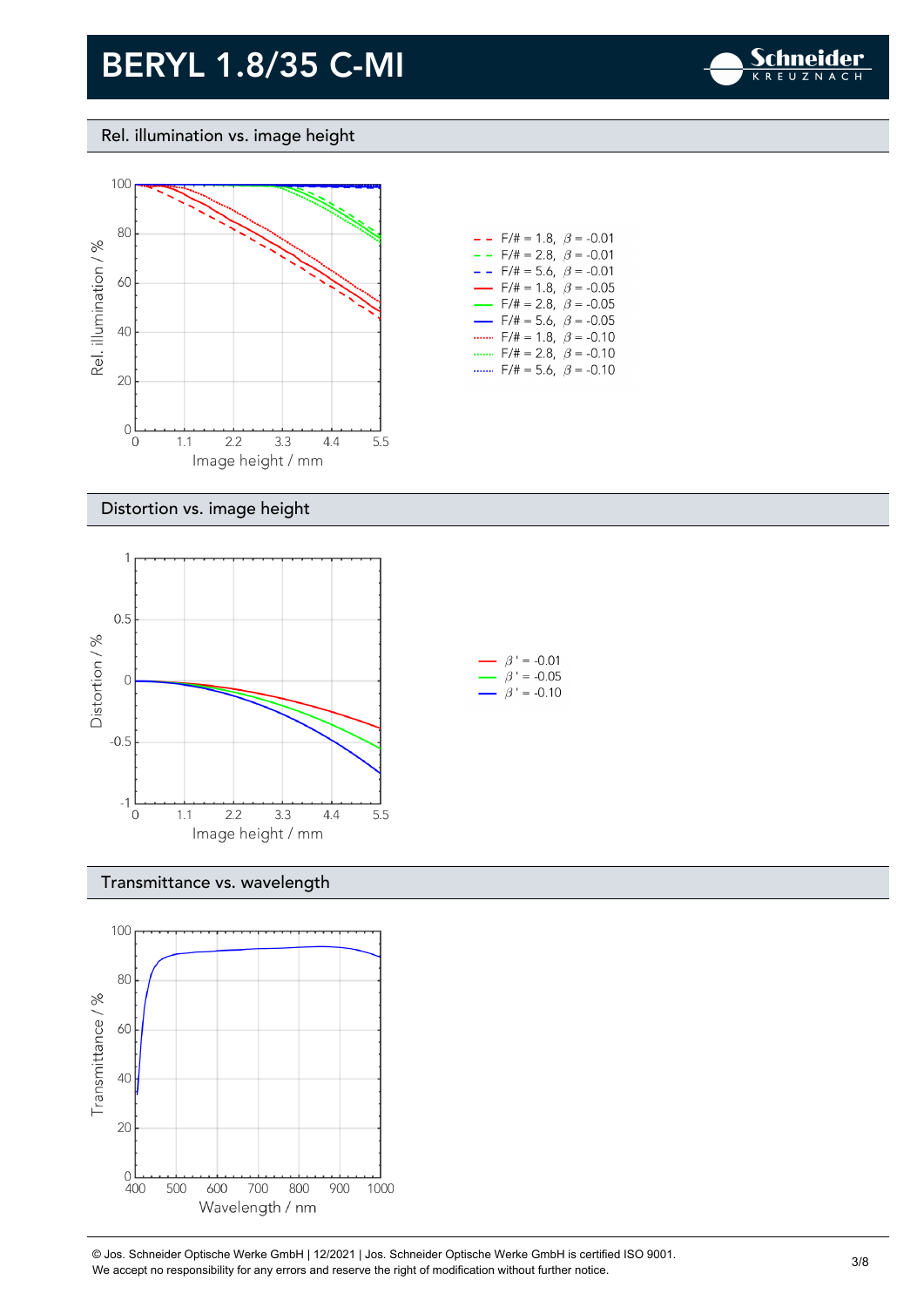# BERYL 1.8/35 C-MI

## Rel. illumination vs. image height

Rel. illumination / %

Image height / mm

- F/# = 1.8, $\beta$ = -0.01
- F/# = 2.8, $\beta$ = -0.01
- F/# = 5.6, $\beta$ = -0.01
- F/# = 1.8, $\beta$ = -0.05
- F/# = 2.8, $\beta$ = -0.05
- F/# = 5.6, $\beta$ = -0.05
- F/# = 1.8, $\beta$ = -0.10
- F/# = 2.8, $\beta$ = -0.10
- F/# = 5.6, $\beta$ = -0.10

## Distortion vs. image height

Distortion / %

Image height / mm

- $\beta'$ = -0.01
- $\beta'$ = -0.05
- $\beta'$ = -0.10

## Transmittance vs. wavelength

Transmittance / %

Wavelength / nm

© Jos. Schneider Optische Werke GmbH | 12/2021 | Jos. Schneider Optische Werke GmbH is certified ISO 9001.
We accept no responsibility for any errors and reserve the right of modification without further notice.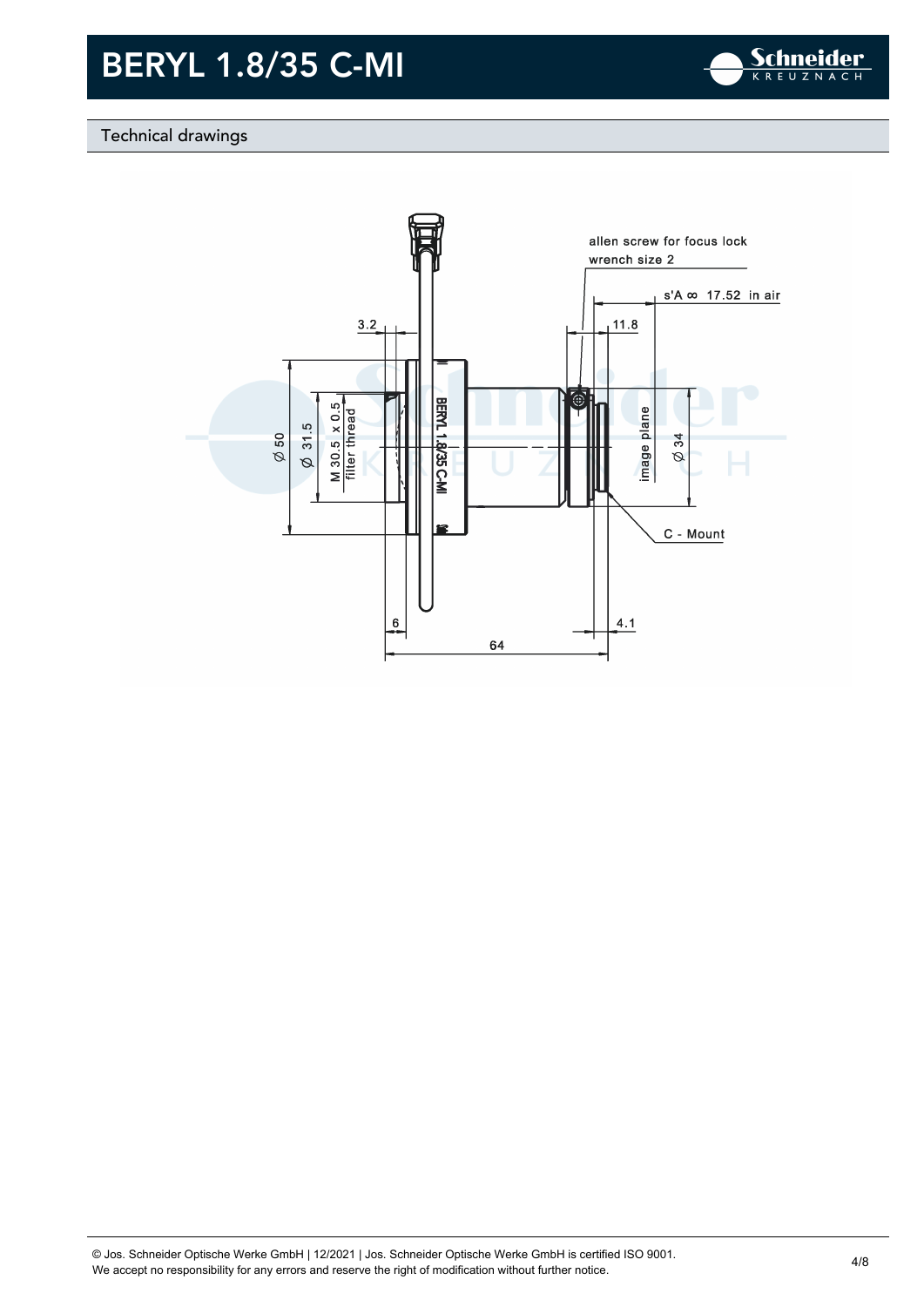# BERYL 1.8/35 C-MI

## Technical drawings

allen screw for focus lock
wrench size 2

s'A ∞ 17.52 in air

3.2

11.8

Ø 50

Ø 31.5

M 30.5 x 0.5
filter thread

BERYL 1.8/35 C-MI

image plane

Ø 34

C - Mount

6

4.1

64

© Jos. Schneider Optische Werke GmbH | 12/2021 | Jos. Schneider Optische Werke GmbH is certified ISO 9001.
We accept no responsibility for any errors and reserve the right of modification without further notice.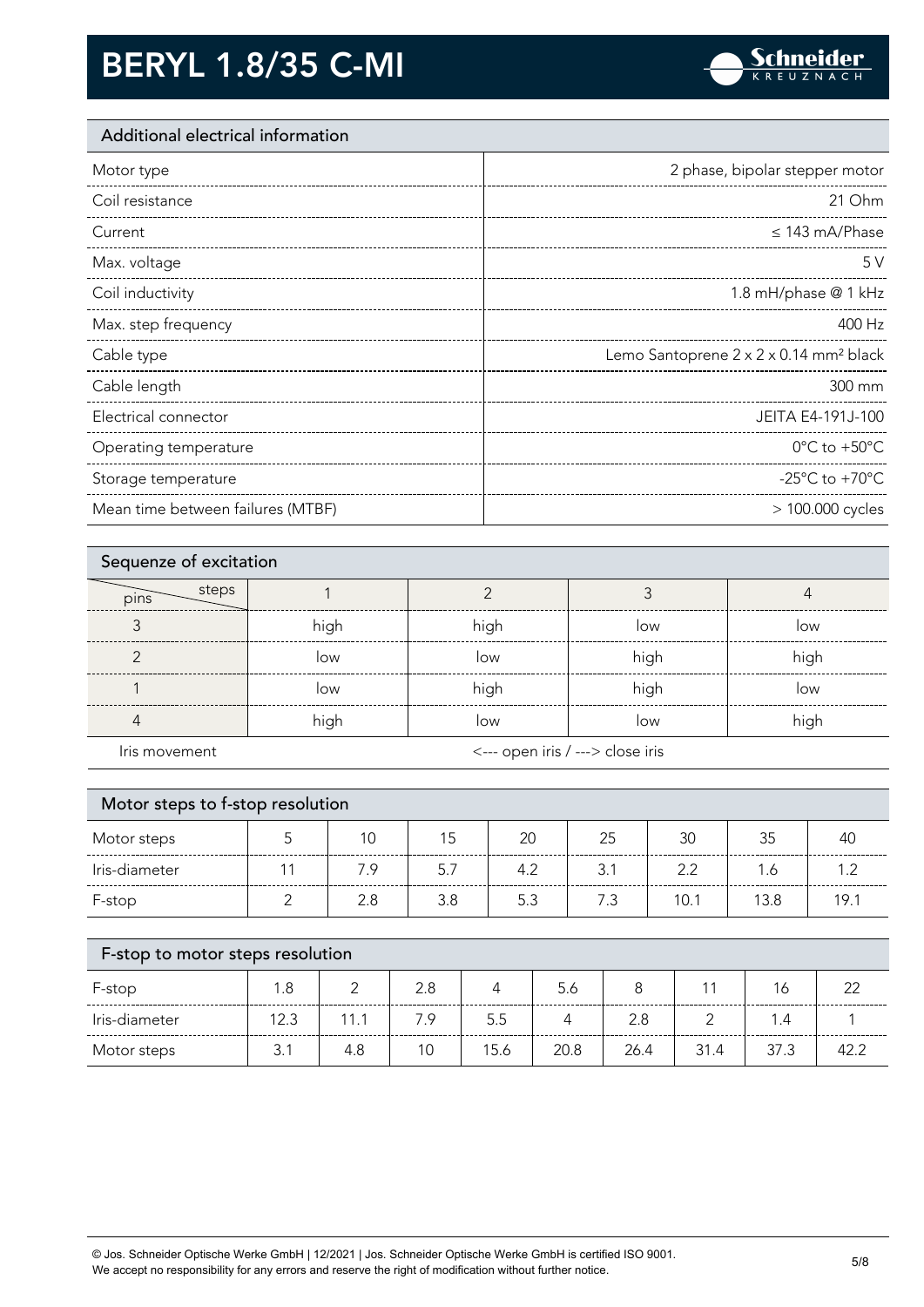# BERYL 1.8/35 C-MI

## Additional electrical information

| | |
|---|---|
| Motor type | 2 phase, bipolar stepper motor |
| Coil resistance | 21 Ohm |
| Current | ≤ 143 mA/Phase |
| Max. voltage | 5 V |
| Coil inductivity | 1.8 mH/phase @ 1 kHz |
| Max. step frequency | 400 Hz |
| Cable type | Lemo Santoprene 2 x 2 x 0.14 mm² black |
| Cable length | 300 mm |
| Electrical connector | JEITA E4-191J-100 |
| Operating temperature | 0°C to +50°C |
| Storage temperature | -25°C to +70°C |
| Mean time between failures (MTBF) | > 100.000 cycles |

## Sequenze of excitation

| pins \ steps | 1 | 2 | 3 | 4 |
|---|---|---|---|---|
| 3 | high | high | low | low |
| 2 | low | low | high | high |
| 1 | low | high | high | low |
| 4 | high | low | low | high |
| Iris movement | <--- open iris / ---> close iris | | | |

## Motor steps to f-stop resolution

| Motor steps | 5 | 10 | 15 | 20 | 25 | 30 | 35 | 40 |
|---|---|---|---|---|---|---|---|---|
| Iris-diameter | 11 | 7.9 | 5.7 | 4.2 | 3.1 | 2.2 | 1.6 | 1.2 |
| F-stop | 2 | 2.8 | 3.8 | 5.3 | 7.3 | 10.1 | 13.8 | 19.1 |

## F-stop to motor steps resolution

| F-stop | 1.8 | 2 | 2.8 | 4 | 5.6 | 8 | 11 | 16 | 22 |
|---|---|---|---|---|---|---|---|---|---|
| Iris-diameter | 12.3 | 11.1 | 7.9 | 5.5 | 4 | 2.8 | 2 | 1.4 | 1 |
| Motor steps | 3.1 | 4.8 | 10 | 15.6 | 20.8 | 26.4 | 31.4 | 37.3 | 42.2 |

© Jos. Schneider Optische Werke GmbH | 12/2021 | Jos. Schneider Optische Werke GmbH is certified ISO 9001.
We accept no responsibility for any errors and reserve the right of modification without further notice.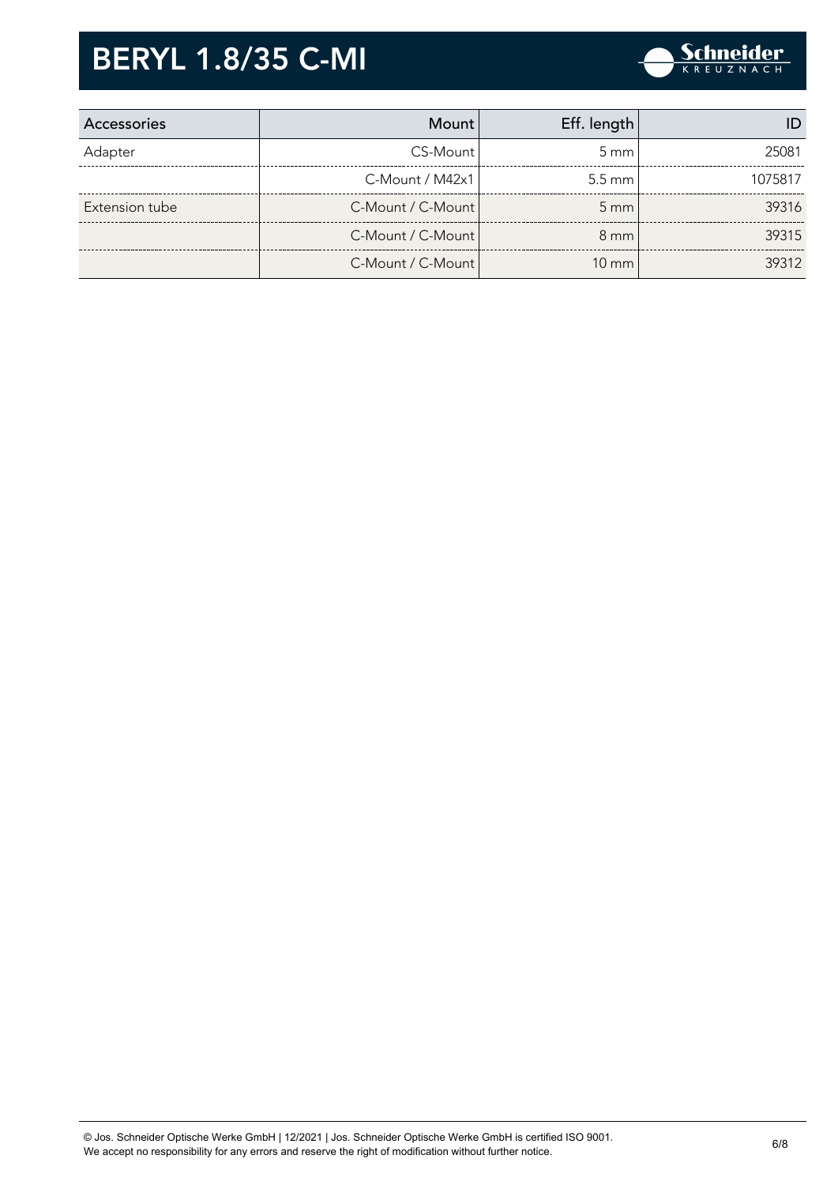# BERYL 1.8/35 C-MI

| Accessories | Mount | Eff. length | ID |
|---|---|---|---|
| Adapter | CS-Mount | 5 mm | 25081 |
| | C-Mount / M42x1 | 5.5 mm | 1075817 |
| Extension tube | C-Mount / C-Mount | 5 mm | 39316 |
| | C-Mount / C-Mount | 8 mm | 39315 |
| | C-Mount / C-Mount | 10 mm | 39312 |

© Jos. Schneider Optische Werke GmbH | 12/2021 | Jos. Schneider Optische Werke GmbH is certified ISO 9001.
We accept no responsibility for any errors and reserve the right of modification without further notice.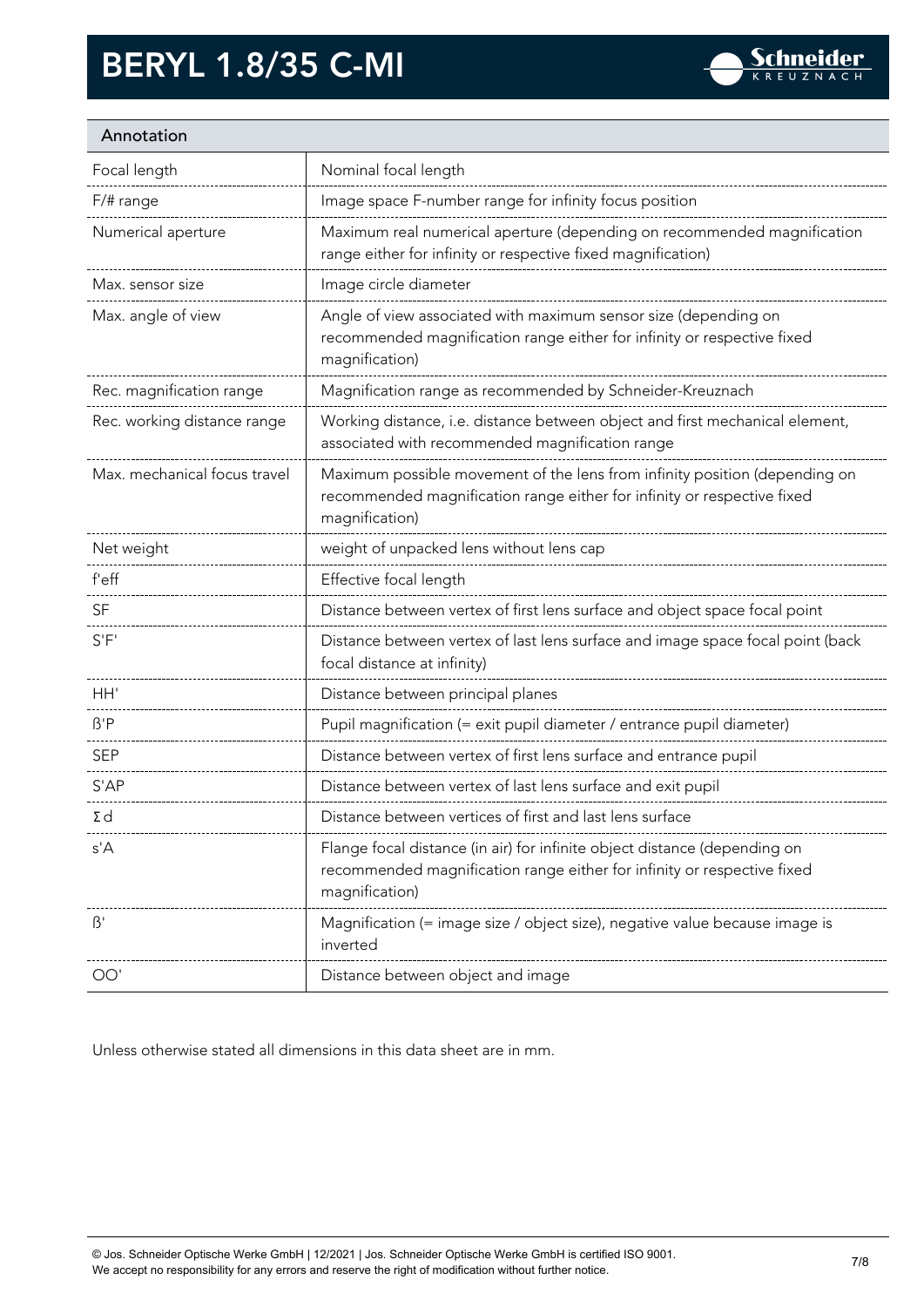# BERYL 1.8/35 C-MI

| Annotation | |
|---|---|
| Focal length | Nominal focal length |
| F/# range | Image space F-number range for infinity focus position |
| Numerical aperture | Maximum real numerical aperture (depending on recommended magnification range either for infinity or respective fixed magnification) |
| Max. sensor size | Image circle diameter |
| Max. angle of view | Angle of view associated with maximum sensor size (depending on recommended magnification range either for infinity or respective fixed magnification) |
| Rec. magnification range | Magnification range as recommended by Schneider-Kreuznach |
| Rec. working distance range | Working distance, i.e. distance between object and first mechanical element, associated with recommended magnification range |
| Max. mechanical focus travel | Maximum possible movement of the lens from infinity position (depending on recommended magnification range either for infinity or respective fixed magnification) |
| Net weight | weight of unpacked lens without lens cap |
| f'eff | Effective focal length |
| SF | Distance between vertex of first lens surface and object space focal point |
| S'F' | Distance between vertex of last lens surface and image space focal point (back focal distance at infinity) |
| HH' | Distance between principal planes |
| ß'P | Pupil magnification (= exit pupil diameter / entrance pupil diameter) |
| SEP | Distance between vertex of first lens surface and entrance pupil |
| S'AP | Distance between vertex of last lens surface and exit pupil |
| Σ d | Distance between vertices of first and last lens surface |
| s'A | Flange focal distance (in air) for infinite object distance (depending on recommended magnification range either for infinity or respective fixed magnification) |
| ß' | Magnification (= image size / object size), negative value because image is inverted |
| OO' | Distance between object and image |

Unless otherwise stated all dimensions in this data sheet are in mm.

© Jos. Schneider Optische Werke GmbH | 12/2021 | Jos. Schneider Optische Werke GmbH is certified ISO 9001.
We accept no responsibility for any errors and reserve the right of modification without further notice.